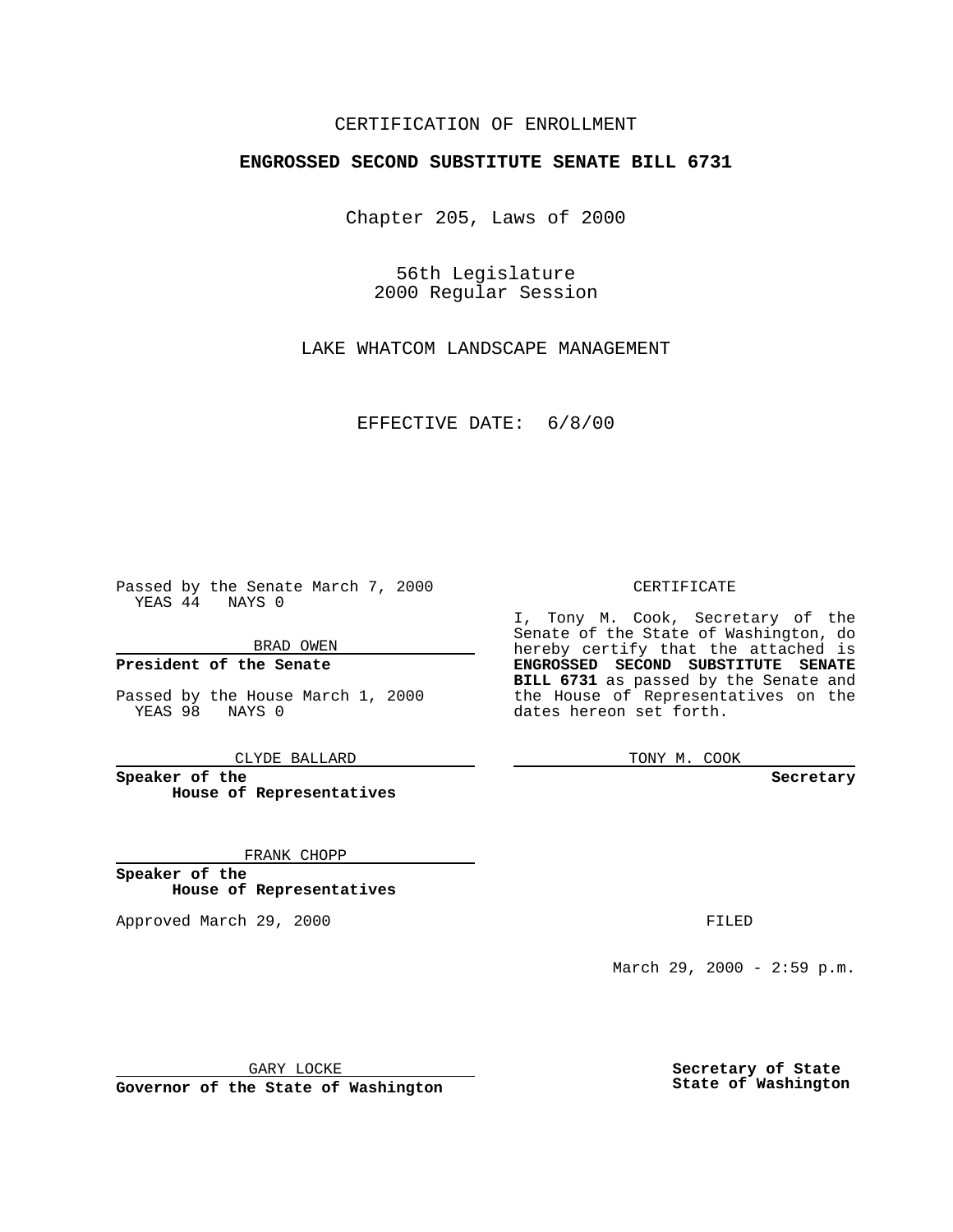CERTIFICATION OF ENROLLMENT

**ENGROSSED SECOND SUBSTITUTE SENATE BILL 6731**

Chapter 205, Laws of 2000

56th Legislature
2000 Regular Session

LAKE WHATCOM LANDSCAPE MANAGEMENT

EFFECTIVE DATE: 6/8/00

Passed by the Senate March 7, 2000
YEAS 44 NAYS 0

BRAD OWEN

**President of the Senate**

Passed by the House March 1, 2000
YEAS 98 NAYS 0

CLYDE BALLARD

**Speaker of the House of Representatives**

FRANK CHOPP

**Speaker of the House of Representatives**

Approved March 29, 2000

GARY LOCKE

**Governor of the State of Washington**

CERTIFICATE

I, Tony M. Cook, Secretary of the Senate of the State of Washington, do hereby certify that the attached is **ENGROSSED SECOND SUBSTITUTE SENATE BILL 6731** as passed by the Senate and the House of Representatives on the dates hereon set forth.

TONY M. COOK

**Secretary**

FILED

March 29, 2000 - 2:59 p.m.

**Secretary of State**
**State of Washington**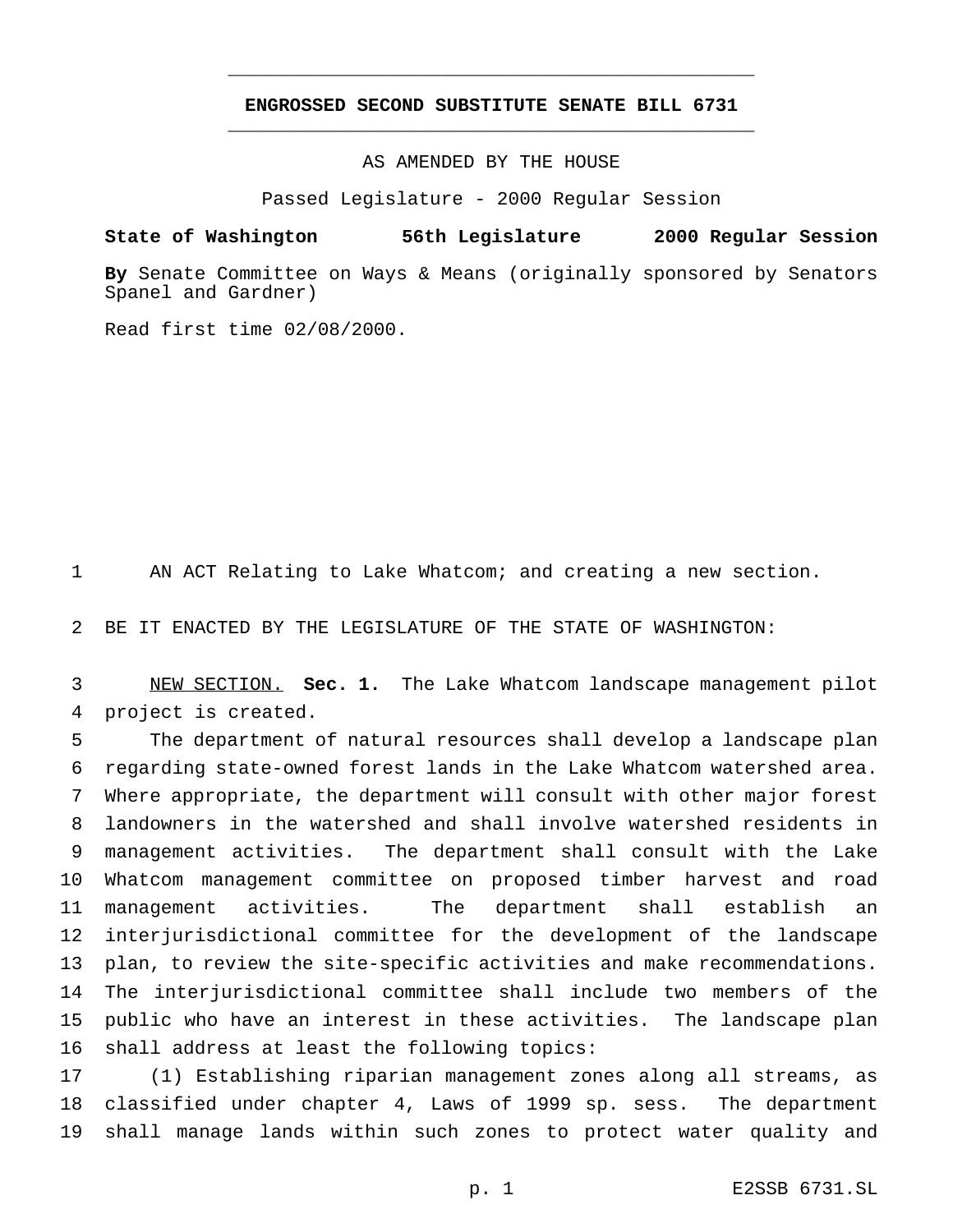# ENGROSSED SECOND SUBSTITUTE SENATE BILL 6731

AS AMENDED BY THE HOUSE

Passed Legislature - 2000 Regular Session

**State of Washington 56th Legislature 2000 Regular Session**

**By** Senate Committee on Ways & Means (originally sponsored by Senators Spanel and Gardner)

Read first time 02/08/2000.

AN ACT Relating to Lake Whatcom; and creating a new section.

BE IT ENACTED BY THE LEGISLATURE OF THE STATE OF WASHINGTON:

NEW SECTION. **Sec. 1.** The Lake Whatcom landscape management pilot project is created.

The department of natural resources shall develop a landscape plan regarding state-owned forest lands in the Lake Whatcom watershed area. Where appropriate, the department will consult with other major forest landowners in the watershed and shall involve watershed residents in management activities. The department shall consult with the Lake Whatcom management committee on proposed timber harvest and road management activities. The department shall establish an interjurisdictional committee for the development of the landscape plan, to review the site-specific activities and make recommendations. The interjurisdictional committee shall include two members of the public who have an interest in these activities. The landscape plan shall address at least the following topics:

(1) Establishing riparian management zones along all streams, as classified under chapter 4, Laws of 1999 sp. sess. The department shall manage lands within such zones to protect water quality and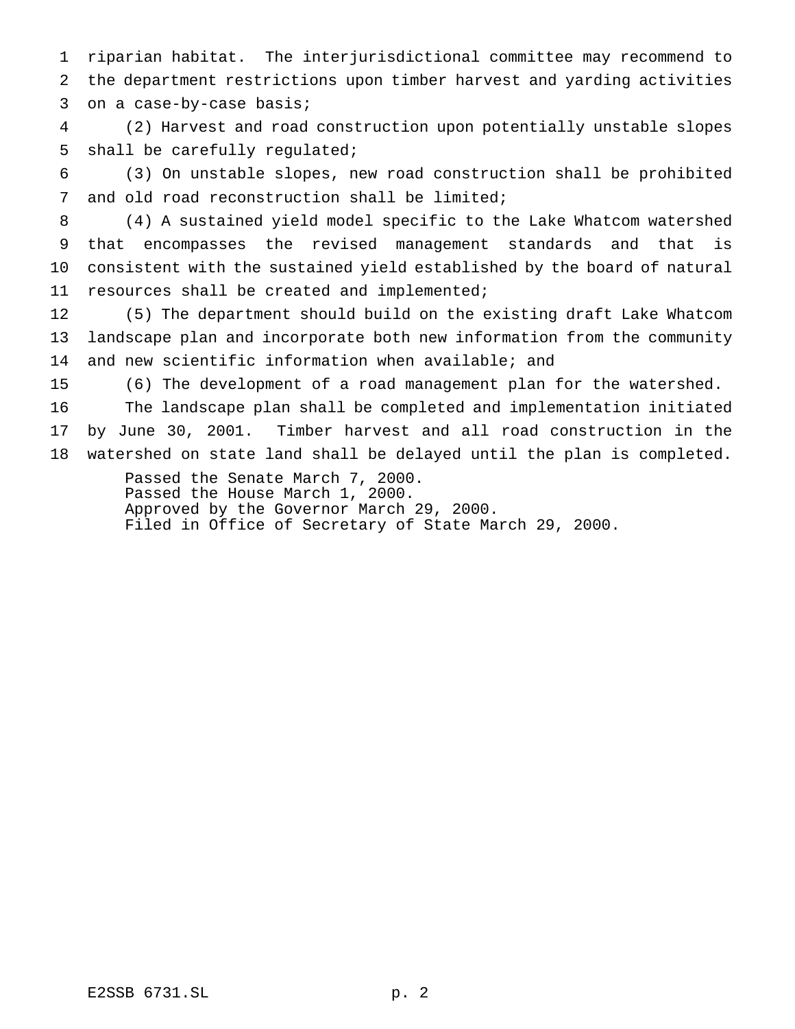riparian habitat. The interjurisdictional committee may recommend to the department restrictions upon timber harvest and yarding activities on a case-by-case basis;

(2) Harvest and road construction upon potentially unstable slopes shall be carefully regulated;

(3) On unstable slopes, new road construction shall be prohibited and old road reconstruction shall be limited;

(4) A sustained yield model specific to the Lake Whatcom watershed that encompasses the revised management standards and that is consistent with the sustained yield established by the board of natural resources shall be created and implemented;

(5) The department should build on the existing draft Lake Whatcom landscape plan and incorporate both new information from the community and new scientific information when available; and

(6) The development of a road management plan for the watershed.

The landscape plan shall be completed and implementation initiated by June 30, 2001. Timber harvest and all road construction in the watershed on state land shall be delayed until the plan is completed.

Passed the Senate March 7, 2000.
Passed the House March 1, 2000.
Approved by the Governor March 29, 2000.
Filed in Office of Secretary of State March 29, 2000.